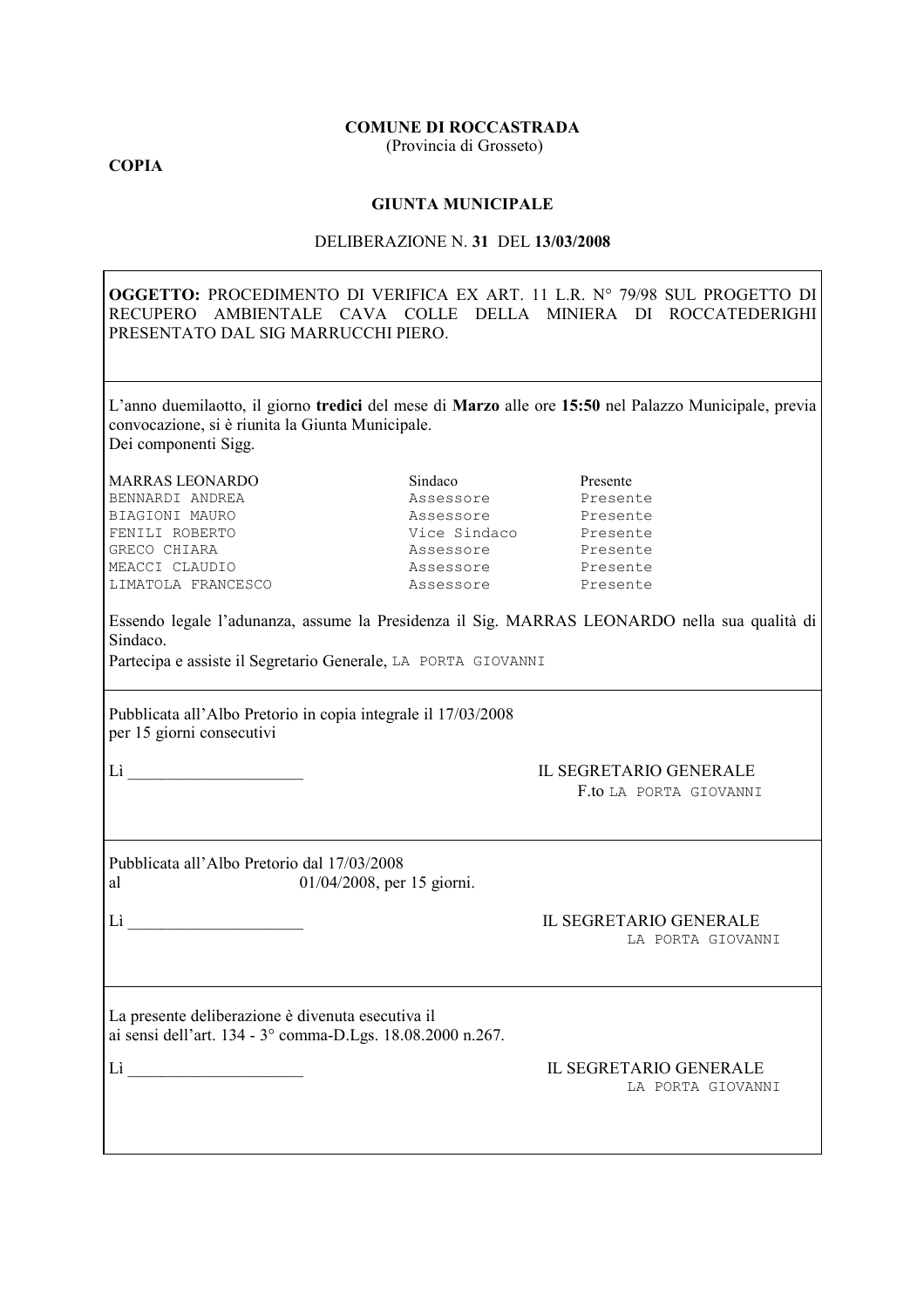**COMUNE DI ROCCASTRADA**
(Provincia di Grosseto)

**COPIA**

**GIUNTA MUNICIPALE**

DELIBERAZIONE N. **31** DEL **13/03/2008**

**OGGETTO:** PROCEDIMENTO DI VERIFICA EX ART. 11 L.R. N° 79/98 SUL PROGETTO DI RECUPERO AMBIENTALE CAVA COLLE DELLA MINIERA DI ROCCATEDERIGHI PRESENTATO DAL SIG MARRUCCHI PIERO.

L'anno duemilaotto, il giorno **tredici** del mese di **Marzo** alle ore **15:50** nel Palazzo Municipale, previa convocazione, si è riunita la Giunta Municipale.
Dei componenti Sigg.

| | | |
|---|---|---|
| MARRAS LEONARDO | Sindaco | Presente |
| BENNARDI ANDREA | Assessore | Presente |
| BIAGIONI MAURO | Assessore | Presente |
| FENILI ROBERTO | Vice Sindaco | Presente |
| GRECO CHIARA | Assessore | Presente |
| MEACCI CLAUDIO | Assessore | Presente |
| LIMATOLA FRANCESCO | Assessore | Presente |

Essendo legale l'adunanza, assume la Presidenza il Sig. MARRAS LEONARDO nella sua qualità di Sindaco.
Partecipa e assiste il Segretario Generale, LA PORTA GIOVANNI

Pubblicata all'Albo Pretorio in copia integrale il 17/03/2008
per 15 giorni consecutivi

Lì ____________________

IL SEGRETARIO GENERALE
F.to LA PORTA GIOVANNI

Pubblicata all'Albo Pretorio dal 17/03/2008
al 01/04/2008, per 15 giorni.

Lì ____________________

IL SEGRETARIO GENERALE
LA PORTA GIOVANNI

La presente deliberazione è divenuta esecutiva il
ai sensi dell'art. 134 - 3° comma-D.Lgs. 18.08.2000 n.267.

Lì ____________________

IL SEGRETARIO GENERALE
LA PORTA GIOVANNI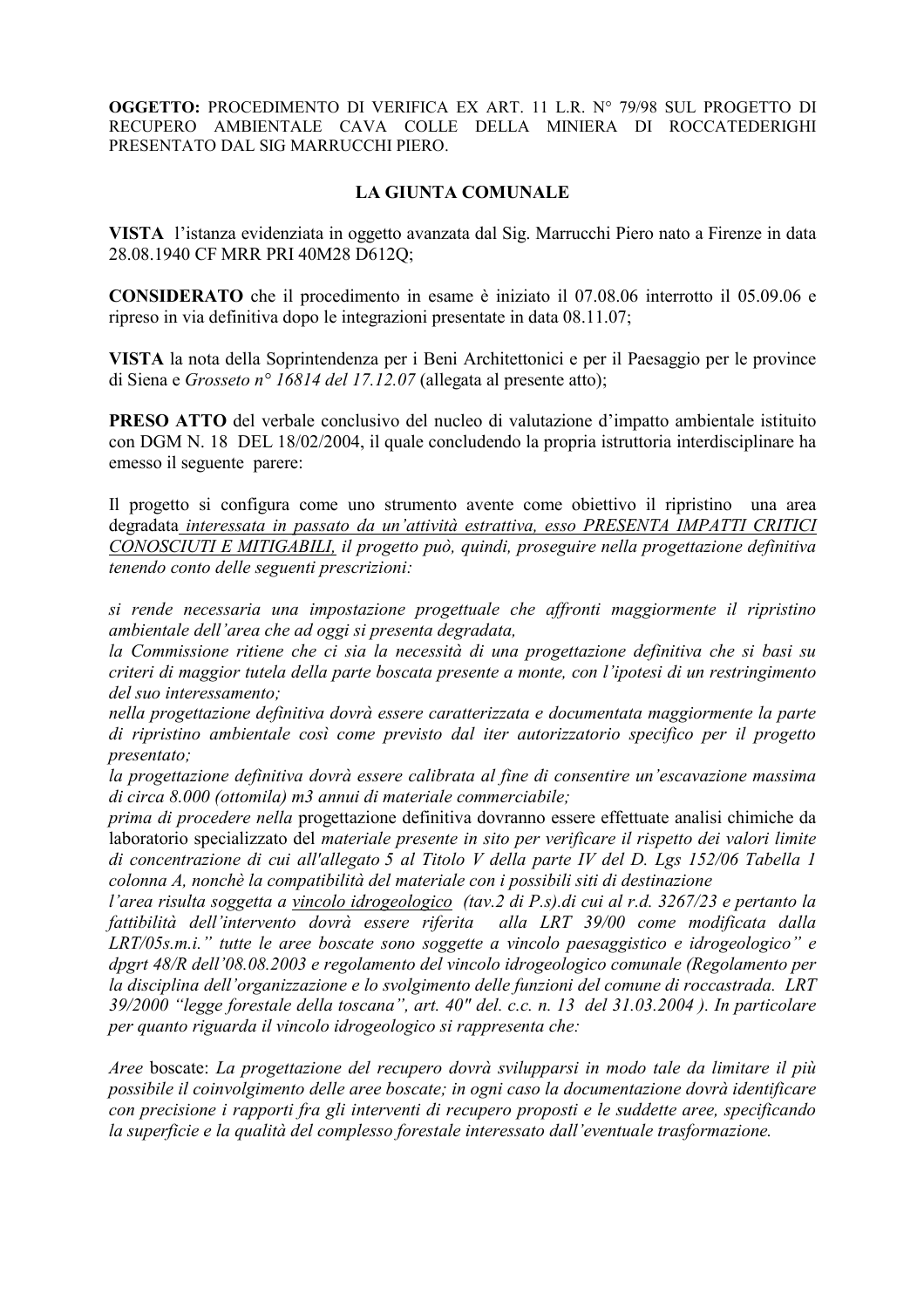**OGGETTO:** PROCEDIMENTO DI VERIFICA EX ART. 11 L.R. N° 79/98 SUL PROGETTO DI RECUPERO AMBIENTALE CAVA COLLE DELLA MINIERA DI ROCCATEDERIGHI PRESENTATO DAL SIG MARRUCCHI PIERO.

## LA GIUNTA COMUNALE

**VISTA** l'istanza evidenziata in oggetto avanzata dal Sig. Marrucchi Piero nato a Firenze in data 28.08.1940 CF MRR PRI 40M28 D612Q;

**CONSIDERATO** che il procedimento in esame è iniziato il 07.08.06 interrotto il 05.09.06 e ripreso in via definitiva dopo le integrazioni presentate in data 08.11.07;

**VISTA** la nota della Soprintendenza per i Beni Architettonici e per il Paesaggio per le province di Siena e *Grosseto n° 16814 del 17.12.07* (allegata al presente atto);

**PRESO ATTO** del verbale conclusivo del nucleo di valutazione d'impatto ambientale istituito con DGM N. 18 DEL 18/02/2004, il quale concludendo la propria istruttoria interdisciplinare ha emesso il seguente parere:

Il progetto si configura come uno strumento avente come obiettivo il ripristino una area degradata *interessata in passato da un'attività estrattiva, esso PRESENTA IMPATTI CRITICI CONOSCIUTI E MITIGABILI, il progetto può, quindi, proseguire nella progettazione definitiva tenendo conto delle seguenti prescrizioni:*

*si rende necessaria una impostazione progettuale che affronti maggiormente il ripristino ambientale dell'area che ad oggi si presenta degradata,*
*la Commissione ritiene che ci sia la necessità di una progettazione definitiva che si basi su criteri di maggior tutela della parte boscata presente a monte, con l'ipotesi di un restringimento del suo interessamento;*
*nella progettazione definitiva dovrà essere caratterizzata e documentata maggiormente la parte di ripristino ambientale così come previsto dal iter autorizzatorio specifico per il progetto presentato;*
*la progettazione definitiva dovrà essere calibrata al fine di consentire un'escavazione massima di circa 8.000 (ottomila) m3 annui di materiale commerciabile;*
*prima di procedere nella* progettazione definitiva dovranno essere effettuate analisi chimiche da laboratorio specializzato del *materiale presente in sito per verificare il rispetto dei valori limite di concentrazione di cui all'allegato 5 al Titolo V della parte IV del D. Lgs 152/06 Tabella 1 colonna A, nonchè la compatibilità del materiale con i possibili siti di destinazione*
*l'area risulta soggetta a vincolo idrogeologico (tav.2 di P.s).di cui al r.d. 3267/23 e pertanto la fattibilità dell'intervento dovrà essere riferita alla LRT 39/00 come modificata dalla LRT/05s.m.i." tutte le aree boscate sono soggette a vincolo paesaggistico e idrogeologico" e dpgrt 48/R dell'08.08.2003 e regolamento del vincolo idrogeologico comunale (Regolamento per la disciplina dell'organizzazione e lo svolgimento delle funzioni del comune di roccastrada. LRT 39/2000 "legge forestale della toscana", art. 40" del. c.c. n. 13 del 31.03.2004 ). In particolare per quanto riguarda il vincolo idrogeologico si rappresenta che:*

*Aree* boscate: *La progettazione del recupero dovrà svilupparsi in modo tale da limitare il più possibile il coinvolgimento delle aree boscate; in ogni caso la documentazione dovrà identificare con precisione i rapporti fra gli interventi di recupero proposti e le suddette aree, specificando la superficie e la qualità del complesso forestale interessato dall'eventuale trasformazione.*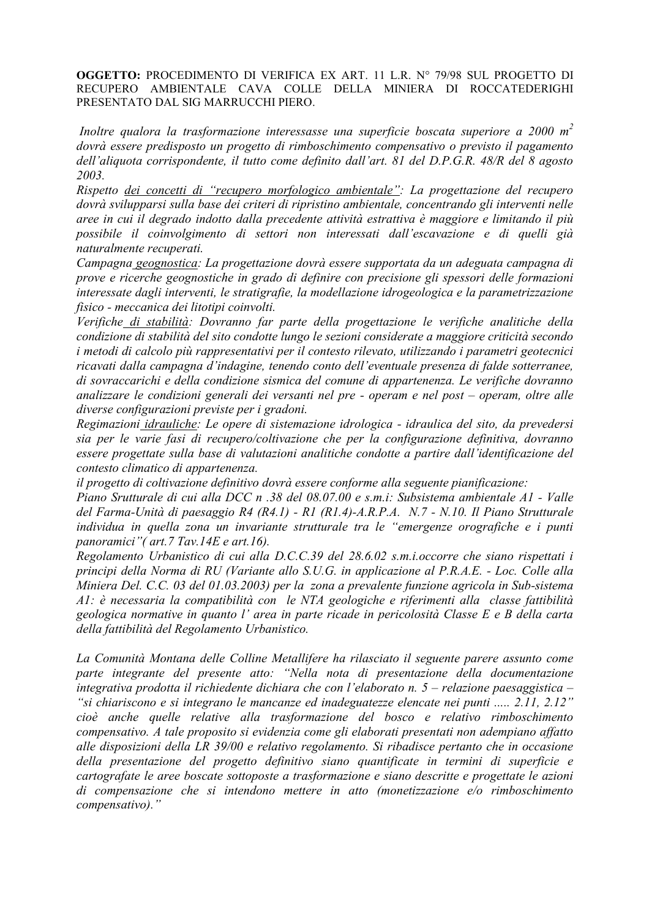**OGGETTO:** PROCEDIMENTO DI VERIFICA EX ART. 11 L.R. N° 79/98 SUL PROGETTO DI RECUPERO AMBIENTALE CAVA COLLE DELLA MINIERA DI ROCCATEDERIGHI PRESENTATO DAL SIG MARRUCCHI PIERO.

*Inoltre qualora la trasformazione interessasse una superficie boscata superiore a 2000 m$^2$ dovrà essere predisposto un progetto di rimboschimento compensativo o previsto il pagamento dell'aliquota corrispondente, il tutto come definito dall'art. 81 del D.P.G.R. 48/R del 8 agosto 2003.*

*Rispetto dei concetti di "recupero morfologico ambientale": La progettazione del recupero dovrà svilupparsi sulla base dei criteri di ripristino ambientale, concentrando gli interventi nelle aree in cui il degrado indotto dalla precedente attività estrattiva è maggiore e limitando il più possibile il coinvolgimento di settori non interessati dall'escavazione e di quelli già naturalmente recuperati.*

*Campagna geognostica: La progettazione dovrà essere supportata da un adeguata campagna di prove e ricerche geognostiche in grado di definire con precisione gli spessori delle formazioni interessate dagli interventi, le stratigrafie, la modellazione idrogeologica e la parametrizzazione fisico - meccanica dei litotipi coinvolti.*

*Verifiche di stabilità: Dovranno far parte della progettazione le verifiche analitiche della condizione di stabilità del sito condotte lungo le sezioni considerate a maggiore criticità secondo i metodi di calcolo più rappresentativi per il contesto rilevato, utilizzando i parametri geotecnici ricavati dalla campagna d'indagine, tenendo conto dell'eventuale presenza di falde sotterranee, di sovraccarichi e della condizione sismica del comune di appartenenza. Le verifiche dovranno analizzare le condizioni generali dei versanti nel pre - operam e nel post – operam, oltre alle diverse configurazioni previste per i gradoni.*

*Regimazioni idrauliche: Le opere di sistemazione idrologica - idraulica del sito, da prevedersi sia per le varie fasi di recupero/coltivazione che per la configurazione definitiva, dovranno essere progettate sulla base di valutazioni analitiche condotte a partire dall'identificazione del contesto climatico di appartenenza.*

*il progetto di coltivazione definitivo dovrà essere conforme alla seguente pianificazione:*

*Piano Srutturale di cui alla DCC n .38 del 08.07.00 e s.m.i: Subsistema ambientale A1 - Valle del Farma-Unità di paesaggio R4 (R4.1) - R1 (R1.4)-A.R.P.A. N.7 - N.10. Il Piano Strutturale individua in quella zona un invariante strutturale tra le "emergenze orografiche e i punti panoramici"( art.7 Tav.14E e art.16).*

*Regolamento Urbanistico di cui alla D.C.C.39 del 28.6.02 s.m.i.occorre che siano rispettati i principi della Norma di RU (Variante allo S.U.G. in applicazione al P.R.A.E. - Loc. Colle alla Miniera Del. C.C. 03 del 01.03.2003) per la zona a prevalente funzione agricola in Sub-sistema A1: è necessaria la compatibilità con le NTA geologiche e riferimenti alla classe fattibilità geologica normative in quanto l' area in parte ricade in pericolosità Classe E e B della carta della fattibilità del Regolamento Urbanistico.*

*La Comunità Montana delle Colline Metallifere ha rilasciato il seguente parere assunto come parte integrante del presente atto: "Nella nota di presentazione della documentazione integrativa prodotta il richiedente dichiara che con l'elaborato n. 5 – relazione paesaggistica – "si chiariscono e si integrano le mancanze ed inadeguatezze elencate nei punti ..... 2.11, 2.12" cioè anche quelle relative alla trasformazione del bosco e relativo rimboschimento compensativo. A tale proposito si evidenzia come gli elaborati presentati non adempiano affatto alle disposizioni della LR 39/00 e relativo regolamento. Si ribadisce pertanto che in occasione della presentazione del progetto definitivo siano quantificate in termini di superficie e cartografate le aree boscate sottoposte a trasformazione e siano descritte e progettate le azioni di compensazione che si intendono mettere in atto (monetizzazione e/o rimboschimento compensativo)."*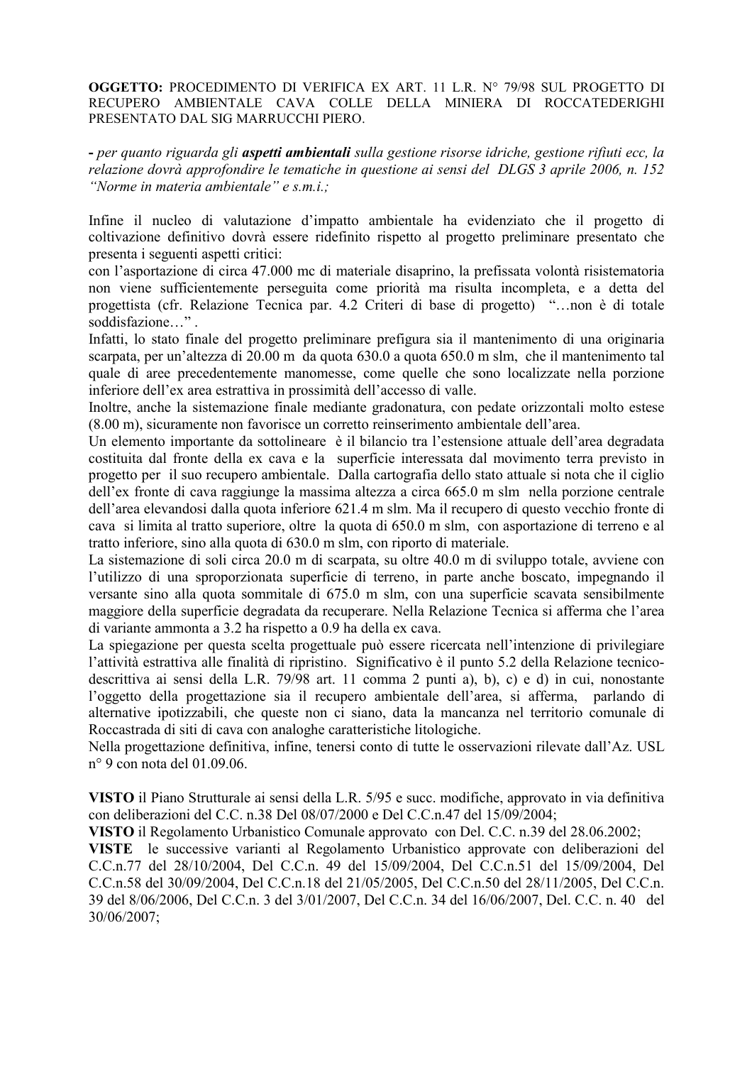**OGGETTO:** PROCEDIMENTO DI VERIFICA EX ART. 11 L.R. N° 79/98 SUL PROGETTO DI RECUPERO AMBIENTALE CAVA COLLE DELLA MINIERA DI ROCCATEDERIGHI PRESENTATO DAL SIG MARRUCCHI PIERO.

**-** *per quanto riguarda gli* ***aspetti ambientali*** *sulla gestione risorse idriche, gestione rifiuti ecc, la relazione dovrà approfondire le tematiche in questione ai sensi del DLGS 3 aprile 2006, n. 152 "Norme in materia ambientale" e s.m.i.;*

Infine il nucleo di valutazione d'impatto ambientale ha evidenziato che il progetto di coltivazione definitivo dovrà essere ridefinito rispetto al progetto preliminare presentato che presenta i seguenti aspetti critici:
con l'asportazione di circa 47.000 mc di materiale disaprino, la prefissata volontà risistematoria non viene sufficientemente perseguita come priorità ma risulta incompleta, e a detta del progettista (cfr. Relazione Tecnica par. 4.2 Criteri di base di progetto) "…non è di totale soddisfazione…" .
Infatti, lo stato finale del progetto preliminare prefigura sia il mantenimento di una originaria scarpata, per un'altezza di 20.00 m da quota 630.0 a quota 650.0 m slm, che il mantenimento tal quale di aree precedentemente manomesse, come quelle che sono localizzate nella porzione inferiore dell'ex area estrattiva in prossimità dell'accesso di valle.
Inoltre, anche la sistemazione finale mediante gradonatura, con pedate orizzontali molto estese (8.00 m), sicuramente non favorisce un corretto reinserimento ambientale dell'area.
Un elemento importante da sottolineare è il bilancio tra l'estensione attuale dell'area degradata costituita dal fronte della ex cava e la superficie interessata dal movimento terra previsto in progetto per il suo recupero ambientale. Dalla cartografia dello stato attuale si nota che il ciglio dell'ex fronte di cava raggiunge la massima altezza a circa 665.0 m slm nella porzione centrale dell'area elevandosi dalla quota inferiore 621.4 m slm. Ma il recupero di questo vecchio fronte di cava si limita al tratto superiore, oltre la quota di 650.0 m slm, con asportazione di terreno e al tratto inferiore, sino alla quota di 630.0 m slm, con riporto di materiale.
La sistemazione di soli circa 20.0 m di scarpata, su oltre 40.0 m di sviluppo totale, avviene con l'utilizzo di una sproporzionata superficie di terreno, in parte anche boscato, impegnando il versante sino alla quota sommitale di 675.0 m slm, con una superficie scavata sensibilmente maggiore della superficie degradata da recuperare. Nella Relazione Tecnica si afferma che l'area di variante ammonta a 3.2 ha rispetto a 0.9 ha della ex cava.
La spiegazione per questa scelta progettuale può essere ricercata nell'intenzione di privilegiare l'attività estrattiva alle finalità di ripristino. Significativo è il punto 5.2 della Relazione tecnico-descrittiva ai sensi della L.R. 79/98 art. 11 comma 2 punti a), b), c) e d) in cui, nonostante l'oggetto della progettazione sia il recupero ambientale dell'area, si afferma, parlando di alternative ipotizzabili, che queste non ci siano, data la mancanza nel territorio comunale di Roccastrada di siti di cava con analoghe caratteristiche litologiche.
Nella progettazione definitiva, infine, tenersi conto di tutte le osservazioni rilevate dall'Az. USL n° 9 con nota del 01.09.06.

**VISTO** il Piano Strutturale ai sensi della L.R. 5/95 e succ. modifiche, approvato in via definitiva con deliberazioni del C.C. n.38 Del 08/07/2000 e Del C.C.n.47 del 15/09/2004;
**VISTO** il Regolamento Urbanistico Comunale approvato con Del. C.C. n.39 del 28.06.2002;
**VISTE** le successive varianti al Regolamento Urbanistico approvate con deliberazioni del C.C.n.77 del 28/10/2004, Del C.C.n. 49 del 15/09/2004, Del C.C.n.51 del 15/09/2004, Del C.C.n.58 del 30/09/2004, Del C.C.n.18 del 21/05/2005, Del C.C.n.50 del 28/11/2005, Del C.C.n. 39 del 8/06/2006, Del C.C.n. 3 del 3/01/2007, Del C.C.n. 34 del 16/06/2007, Del. C.C. n. 40 del 30/06/2007;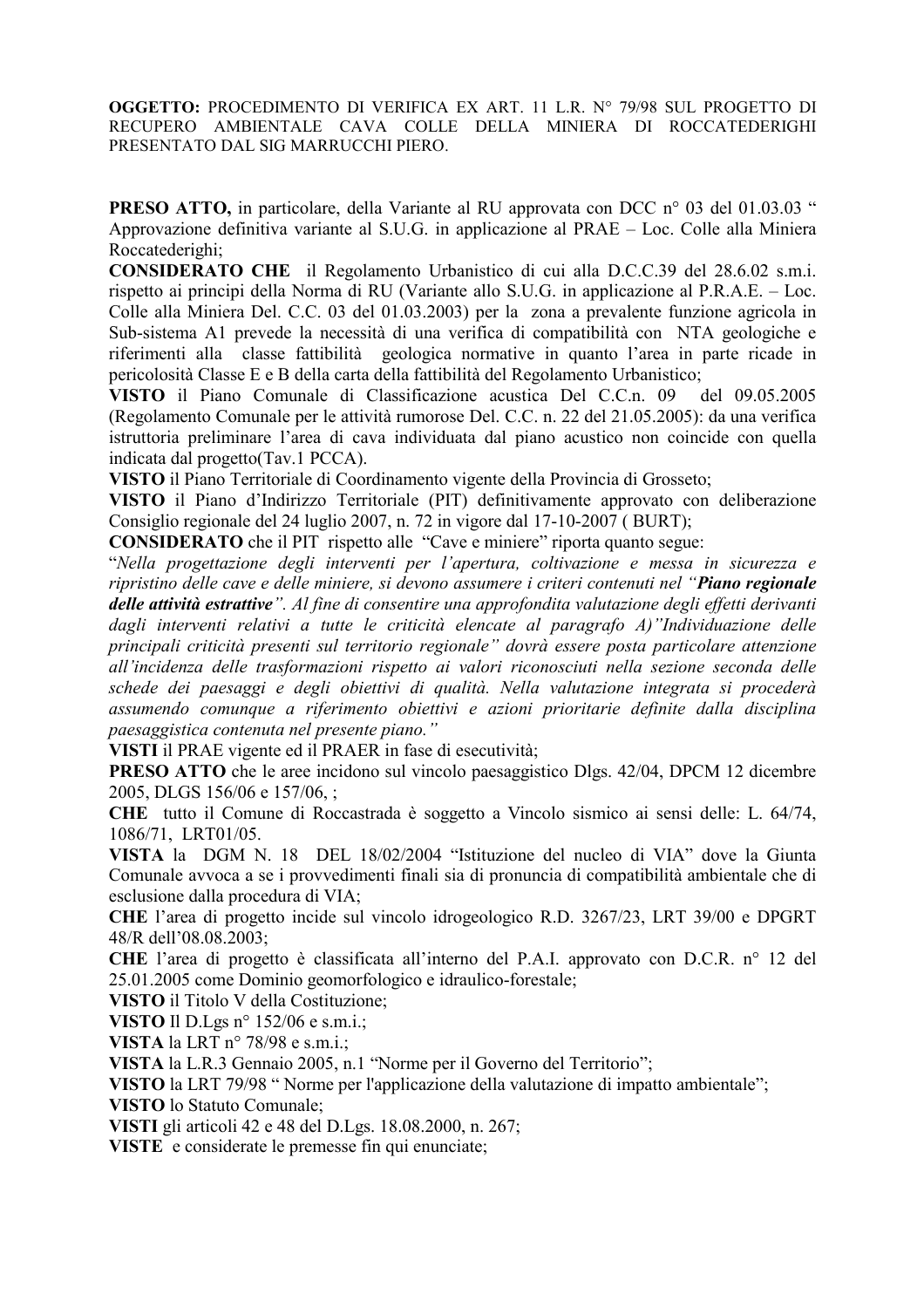**OGGETTO:** PROCEDIMENTO DI VERIFICA EX ART. 11 L.R. N° 79/98 SUL PROGETTO DI RECUPERO AMBIENTALE CAVA COLLE DELLA MINIERA DI ROCCATEDERIGHI PRESENTATO DAL SIG MARRUCCHI PIERO.

**PRESO ATTO,** in particolare, della Variante al RU approvata con DCC n° 03 del 01.03.03 " Approvazione definitiva variante al S.U.G. in applicazione al PRAE – Loc. Colle alla Miniera Roccatederighi;

**CONSIDERATO CHE** il Regolamento Urbanistico di cui alla D.C.C.39 del 28.6.02 s.m.i. rispetto ai principi della Norma di RU (Variante allo S.U.G. in applicazione al P.R.A.E. – Loc. Colle alla Miniera Del. C.C. 03 del 01.03.2003) per la zona a prevalente funzione agricola in Sub-sistema A1 prevede la necessità di una verifica di compatibilità con NTA geologiche e riferimenti alla classe fattibilità geologica normative in quanto l'area in parte ricade in pericolosità Classe E e B della carta della fattibilità del Regolamento Urbanistico;

**VISTO** il Piano Comunale di Classificazione acustica Del C.C.n. 09 del 09.05.2005 (Regolamento Comunale per le attività rumorose Del. C.C. n. 22 del 21.05.2005): da una verifica istruttoria preliminare l'area di cava individuata dal piano acustico non coincide con quella indicata dal progetto(Tav.1 PCCA).

**VISTO** il Piano Territoriale di Coordinamento vigente della Provincia di Grosseto;

**VISTO** il Piano d'Indirizzo Territoriale (PIT) definitivamente approvato con deliberazione Consiglio regionale del 24 luglio 2007, n. 72 in vigore dal 17-10-2007 ( BURT);

**CONSIDERATO** che il PIT rispetto alle "Cave e miniere" riporta quanto segue:

"*Nella progettazione degli interventi per l'apertura, coltivazione e messa in sicurezza e ripristino delle cave e delle miniere, si devono assumere i criteri contenuti nel "**Piano regionale delle attività estrattive**". Al fine di consentire una approfondita valutazione degli effetti derivanti dagli interventi relativi a tutte le criticità elencate al paragrafo A)"Individuazione delle principali criticità presenti sul territorio regionale" dovrà essere posta particolare attenzione all'incidenza delle trasformazioni rispetto ai valori riconosciuti nella sezione seconda delle schede dei paesaggi e degli obiettivi di qualità. Nella valutazione integrata si procederà assumendo comunque a riferimento obiettivi e azioni prioritarie definite dalla disciplina paesaggistica contenuta nel presente piano."*

**VISTI** il PRAE vigente ed il PRAER in fase di esecutività;

**PRESO ATTO** che le aree incidono sul vincolo paesaggistico Dlgs. 42/04, DPCM 12 dicembre 2005, DLGS 156/06 e 157/06, ;

**CHE** tutto il Comune di Roccastrada è soggetto a Vincolo sismico ai sensi delle: L. 64/74, 1086/71, LRT01/05.

**VISTA** la DGM N. 18 DEL 18/02/2004 "Istituzione del nucleo di VIA" dove la Giunta Comunale avvoca a se i provvedimenti finali sia di pronuncia di compatibilità ambientale che di esclusione dalla procedura di VIA;

**CHE** l'area di progetto incide sul vincolo idrogeologico R.D. 3267/23, LRT 39/00 e DPGRT 48/R dell'08.08.2003;

**CHE** l'area di progetto è classificata all'interno del P.A.I. approvato con D.C.R. n° 12 del 25.01.2005 come Dominio geomorfologico e idraulico-forestale;

**VISTO** il Titolo V della Costituzione;

**VISTO** Il D.Lgs n° 152/06 e s.m.i.;

**VISTA** la LRT n° 78/98 e s.m.i.;

**VISTA** la L.R.3 Gennaio 2005, n.1 "Norme per il Governo del Territorio";

**VISTO** la LRT 79/98 " Norme per l'applicazione della valutazione di impatto ambientale";

**VISTO** lo Statuto Comunale;

**VISTI** gli articoli 42 e 48 del D.Lgs. 18.08.2000, n. 267;

**VISTE** e considerate le premesse fin qui enunciate;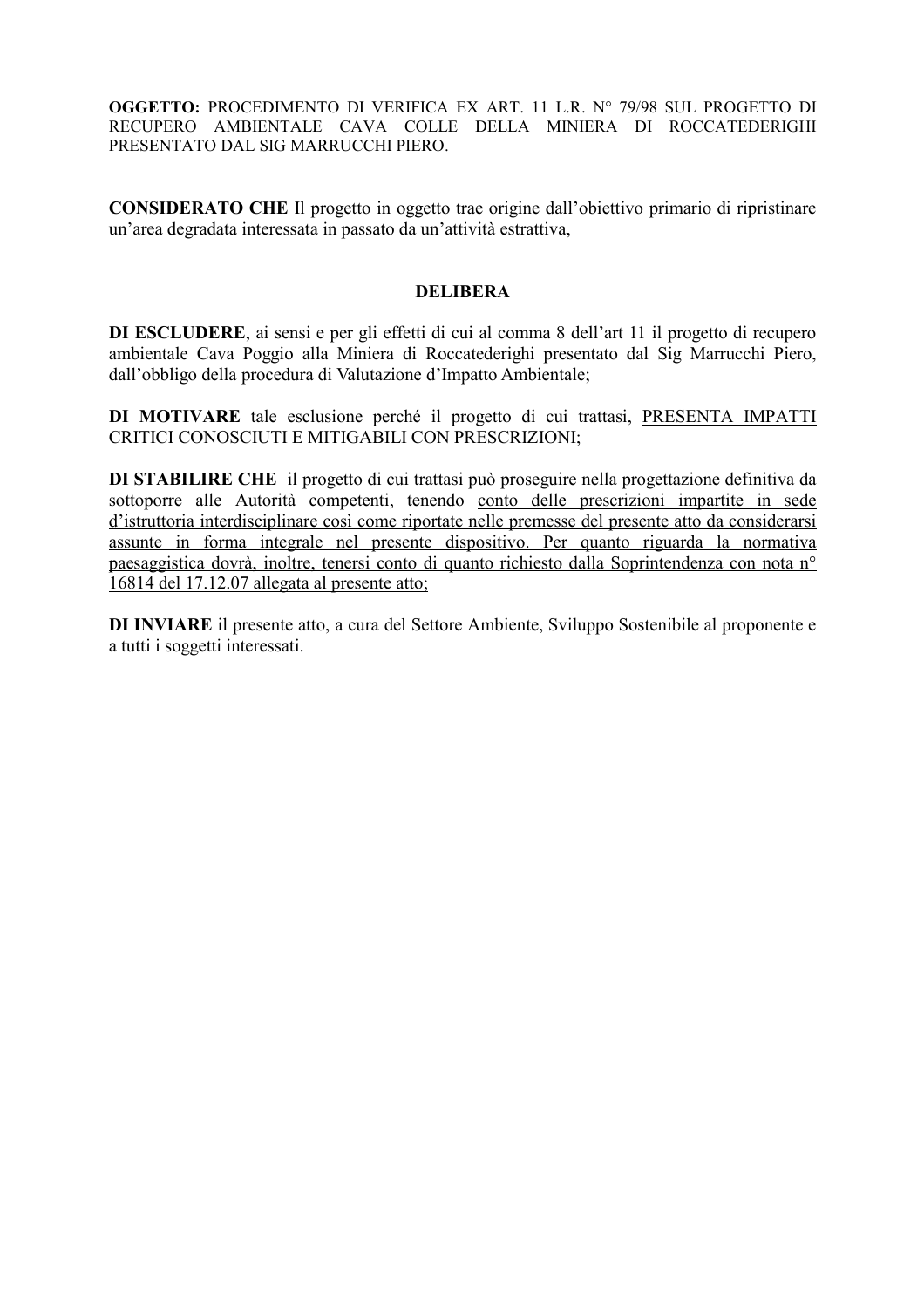**OGGETTO:** PROCEDIMENTO DI VERIFICA EX ART. 11 L.R. N° 79/98 SUL PROGETTO DI RECUPERO AMBIENTALE CAVA COLLE DELLA MINIERA DI ROCCATEDERIGHI PRESENTATO DAL SIG MARRUCCHI PIERO.

**CONSIDERATO CHE** Il progetto in oggetto trae origine dall'obiettivo primario di ripristinare un'area degradata interessata in passato da un'attività estrattiva,

**DELIBERA**

**DI ESCLUDERE**, ai sensi e per gli effetti di cui al comma 8 dell'art 11 il progetto di recupero ambientale Cava Poggio alla Miniera di Roccatederighi presentato dal Sig Marrucchi Piero, dall'obbligo della procedura di Valutazione d'Impatto Ambientale;

**DI MOTIVARE** tale esclusione perché il progetto di cui trattasi, <u>PRESENTA IMPATTI CRITICI CONOSCIUTI E MITIGABILI CON PRESCRIZIONI;</u>

**DI STABILIRE CHE** il progetto di cui trattasi può proseguire nella progettazione definitiva da sottoporre alle Autorità competenti, tenendo <u>conto delle prescrizioni impartite in sede d'istruttoria interdisciplinare così come riportate nelle premesse del presente atto da considerarsi assunte in forma integrale nel presente dispositivo. Per quanto riguarda la normativa paesaggistica dovrà, inoltre, tenersi conto di quanto richiesto dalla Soprintendenza con nota n° 16814 del 17.12.07 allegata al presente atto;</u>

**DI INVIARE** il presente atto, a cura del Settore Ambiente, Sviluppo Sostenibile al proponente e a tutti i soggetti interessati.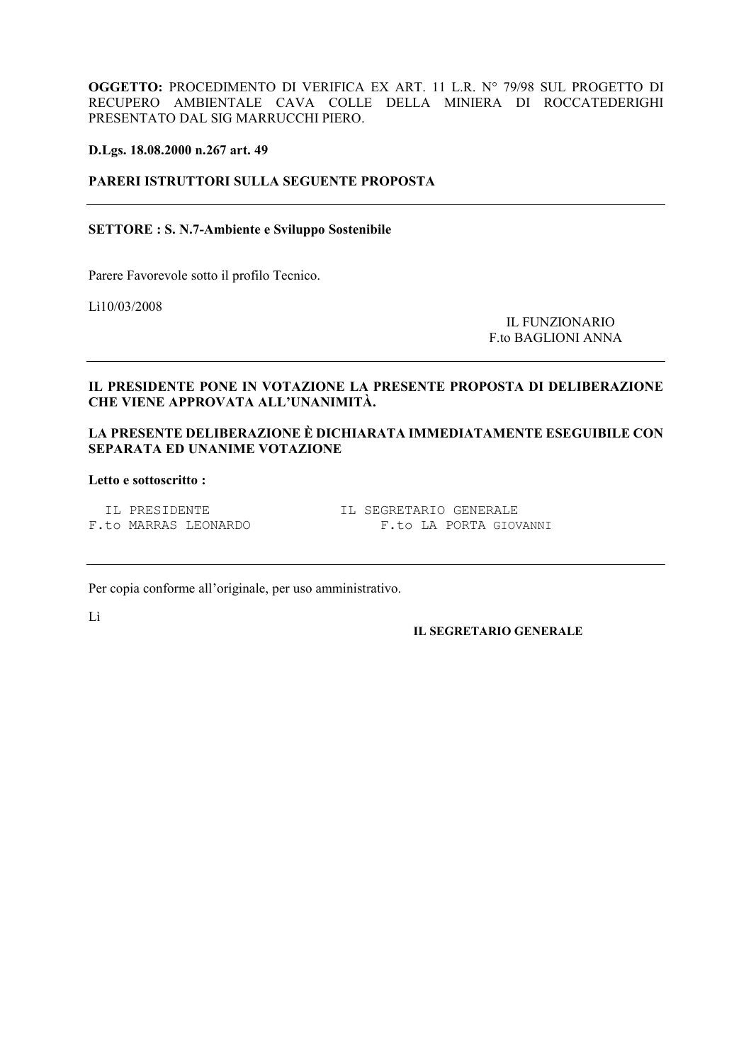**OGGETTO:** PROCEDIMENTO DI VERIFICA EX ART. 11 L.R. N° 79/98 SUL PROGETTO DI RECUPERO AMBIENTALE CAVA COLLE DELLA MINIERA DI ROCCATEDERIGHI PRESENTATO DAL SIG MARRUCCHI PIERO.

**D.Lgs. 18.08.2000 n.267 art. 49**

**PARERI ISTRUTTORI SULLA SEGUENTE PROPOSTA**

---

**SETTORE : S. N.7-Ambiente e Sviluppo Sostenibile**

Parere Favorevole sotto il profilo Tecnico.

Li10/03/2008

IL FUNZIONARIO
F.to BAGLIONI ANNA

---

**IL PRESIDENTE PONE IN VOTAZIONE LA PRESENTE PROPOSTA DI DELIBERAZIONE CHE VIENE APPROVATA ALL'UNANIMITÀ.**

**LA PRESENTE DELIBERAZIONE È DICHIARATA IMMEDIATAMENTE ESEGUIBILE CON SEPARATA ED UNANIME VOTAZIONE**

**Letto e sottoscritto :**

IL PRESIDENTE
F.to MARRAS LEONARDO

IL SEGRETARIO GENERALE
F.to LA PORTA GIOVANNI

---

Per copia conforme all'originale, per uso amministrativo.

Lì

**IL SEGRETARIO GENERALE**